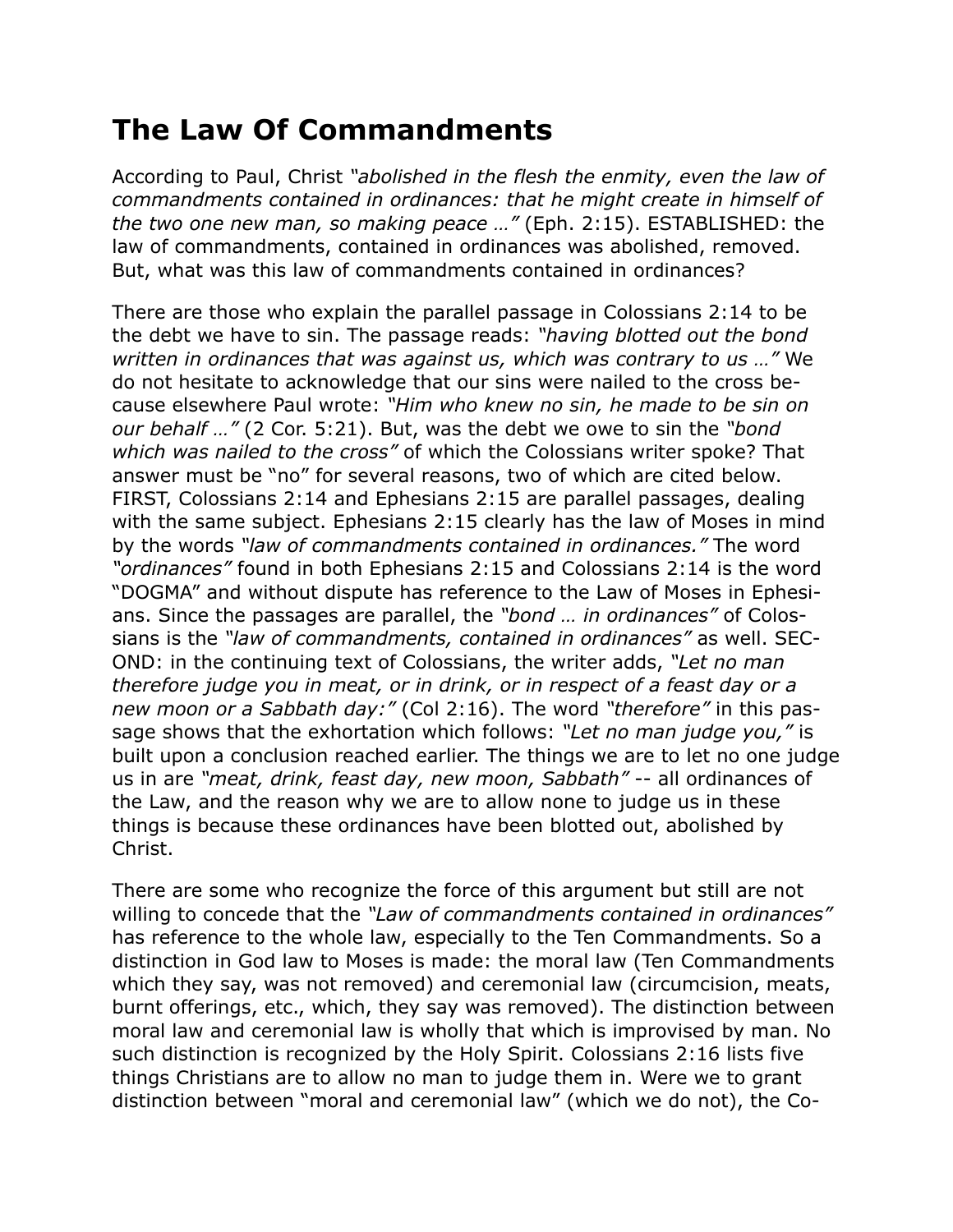# The Law Of Commandments

According to Paul, Christ *"abolished in the flesh the enmity, even the law of commandments contained in ordinances: that he might create in himself of the two one new man, so making peace …"* (Eph. 2:15). ESTABLISHED: the law of commandments, contained in ordinances was abolished, removed. But, what was this law of commandments contained in ordinances?

There are those who explain the parallel passage in Colossians 2:14 to be the debt we have to sin. The passage reads: *"having blotted out the bond written in ordinances that was against us, which was contrary to us …"* We do not hesitate to acknowledge that our sins were nailed to the cross because elsewhere Paul wrote: *"Him who knew no sin, he made to be sin on our behalf …"* (2 Cor. 5:21). But, was the debt we owe to sin the *"bond which was nailed to the cross"* of which the Colossians writer spoke? That answer must be "no" for several reasons, two of which are cited below. FIRST, Colossians 2:14 and Ephesians 2:15 are parallel passages, dealing with the same subject. Ephesians 2:15 clearly has the law of Moses in mind by the words *"law of commandments contained in ordinances."* The word *"ordinances"* found in both Ephesians 2:15 and Colossians 2:14 is the word "DOGMA" and without dispute has reference to the Law of Moses in Ephesians. Since the passages are parallel, the *"bond … in ordinances"* of Colossians is the *"law of commandments, contained in ordinances"* as well. SECOND: in the continuing text of Colossians, the writer adds, *"Let no man therefore judge you in meat, or in drink, or in respect of a feast day or a new moon or a Sabbath day:"* (Col 2:16). The word *"therefore"* in this passage shows that the exhortation which follows: *"Let no man judge you,"* is built upon a conclusion reached earlier. The things we are to let no one judge us in are *"meat, drink, feast day, new moon, Sabbath"* -- all ordinances of the Law, and the reason why we are to allow none to judge us in these things is because these ordinances have been blotted out, abolished by Christ.

There are some who recognize the force of this argument but still are not willing to concede that the *"Law of commandments contained in ordinances"* has reference to the whole law, especially to the Ten Commandments. So a distinction in God law to Moses is made: the moral law (Ten Commandments which they say, was not removed) and ceremonial law (circumcision, meats, burnt offerings, etc., which, they say was removed). The distinction between moral law and ceremonial law is wholly that which is improvised by man. No such distinction is recognized by the Holy Spirit. Colossians 2:16 lists five things Christians are to allow no man to judge them in. Were we to grant distinction between "moral and ceremonial law" (which we do not), the Co-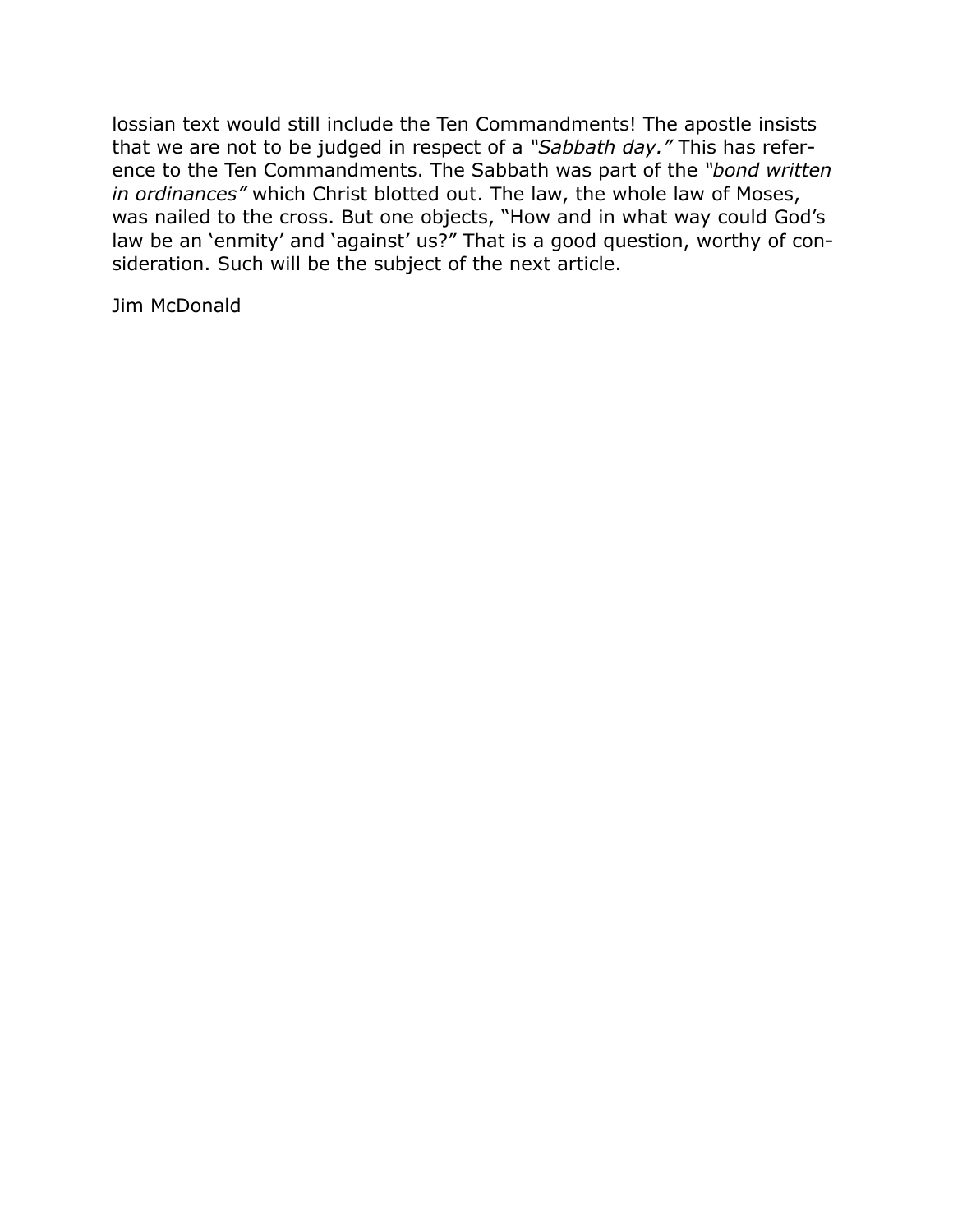lossian text would still include the Ten Commandments! The apostle insists that we are not to be judged in respect of a *"Sabbath day."* This has reference to the Ten Commandments. The Sabbath was part of the *"bond written in ordinances"* which Christ blotted out. The law, the whole law of Moses, was nailed to the cross. But one objects, "How and in what way could God's law be an 'enmity' and 'against' us?" That is a good question, worthy of consideration. Such will be the subject of the next article.

Jim McDonald